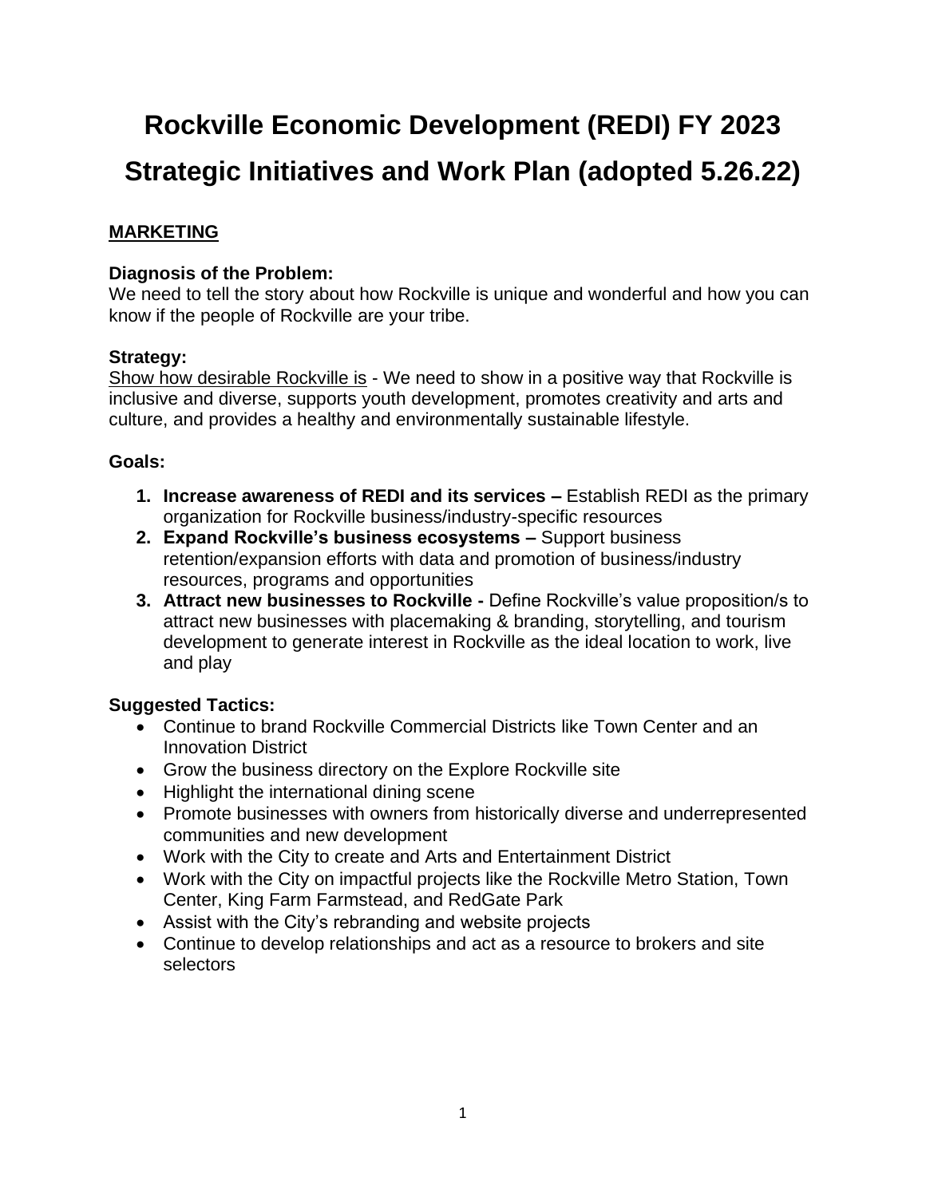# Rockville Economic Development (REDI) FY 2023 Strategic Initiatives and Work Plan (adopted 5.26.22)

## MARKETING

**Diagnosis of the Problem:**
We need to tell the story about how Rockville is unique and wonderful and how you can know if the people of Rockville are your tribe.

**Strategy:**
<u>Show how desirable Rockville is</u> - We need to show in a positive way that Rockville is inclusive and diverse, supports youth development, promotes creativity and arts and culture, and provides a healthy and environmentally sustainable lifestyle.

**Goals:**

1. **Increase awareness of REDI and its services –** Establish REDI as the primary organization for Rockville business/industry-specific resources
2. **Expand Rockville's business ecosystems –** Support business retention/expansion efforts with data and promotion of business/industry resources, programs and opportunities
3. **Attract new businesses to Rockville -** Define Rockville's value proposition/s to attract new businesses with placemaking & branding, storytelling, and tourism development to generate interest in Rockville as the ideal location to work, live and play

**Suggested Tactics:**

- Continue to brand Rockville Commercial Districts like Town Center and an Innovation District
- Grow the business directory on the Explore Rockville site
- Highlight the international dining scene
- Promote businesses with owners from historically diverse and underrepresented communities and new development
- Work with the City to create and Arts and Entertainment District
- Work with the City on impactful projects like the Rockville Metro Station, Town Center, King Farm Farmstead, and RedGate Park
- Assist with the City's rebranding and website projects
- Continue to develop relationships and act as a resource to brokers and site selectors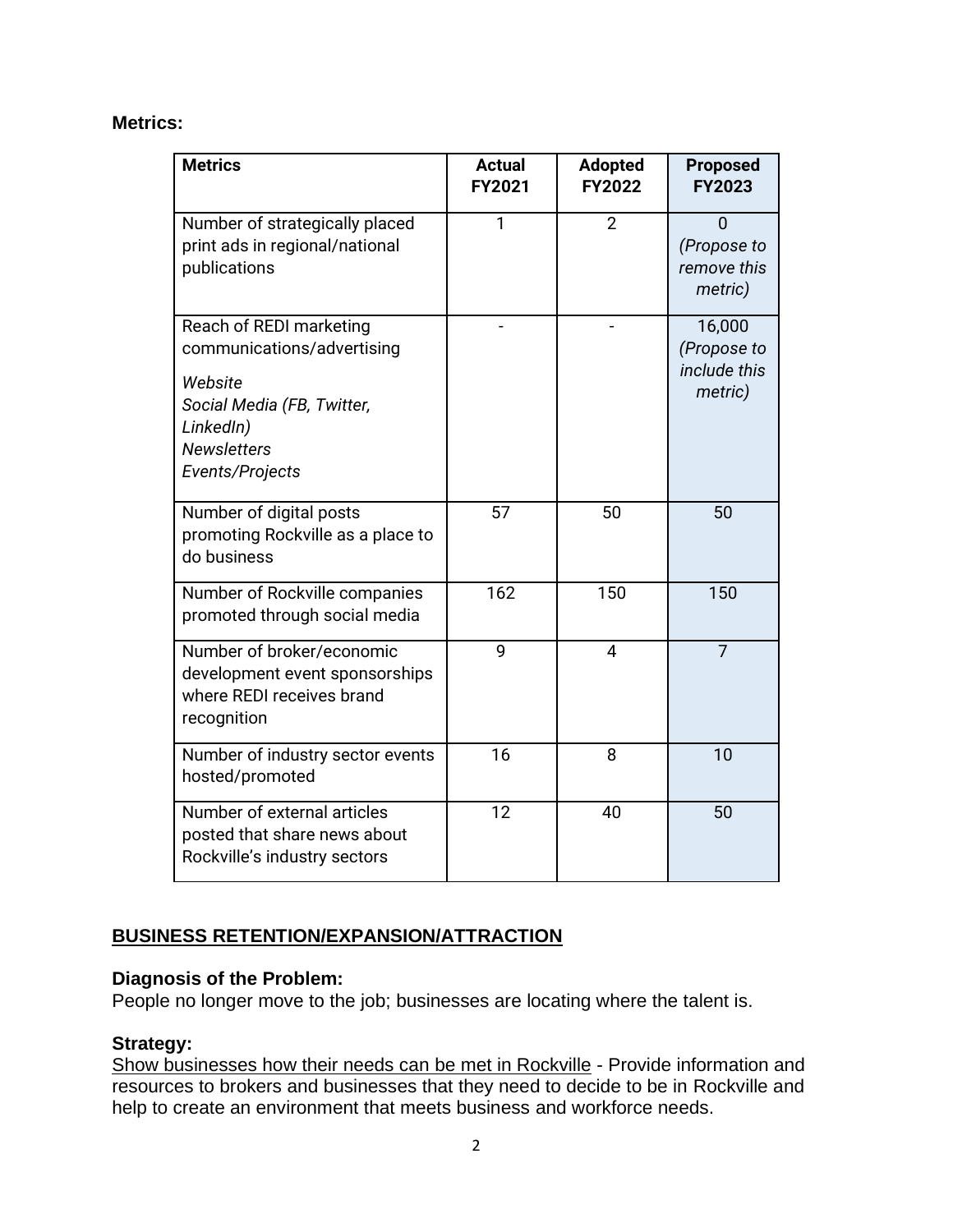**Metrics:**

| Metrics | Actual FY2021 | Adopted FY2022 | Proposed FY2023 |
|---|---|---|---|
| Number of strategically placed print ads in regional/national publications | 1 | 2 | 0 *(Propose to remove this metric)* |
| Reach of REDI marketing communications/advertising<br>*Website*<br>*Social Media (FB, Twitter, LinkedIn)*<br>*Newsletters*<br>*Events/Projects* | - | - | 16,000 *(Propose to include this metric)* |
| Number of digital posts promoting Rockville as a place to do business | 57 | 50 | 50 |
| Number of Rockville companies promoted through social media | 162 | 150 | 150 |
| Number of broker/economic development event sponsorships where REDI receives brand recognition | 9 | 4 | 7 |
| Number of industry sector events hosted/promoted | 16 | 8 | 10 |
| Number of external articles posted that share news about Rockville's industry sectors | 12 | 40 | 50 |

## BUSINESS RETENTION/EXPANSION/ATTRACTION

**Diagnosis of the Problem:**
People no longer move to the job; businesses are locating where the talent is.

**Strategy:**
Show businesses how their needs can be met in Rockville - Provide information and resources to brokers and businesses that they need to decide to be in Rockville and help to create an environment that meets business and workforce needs.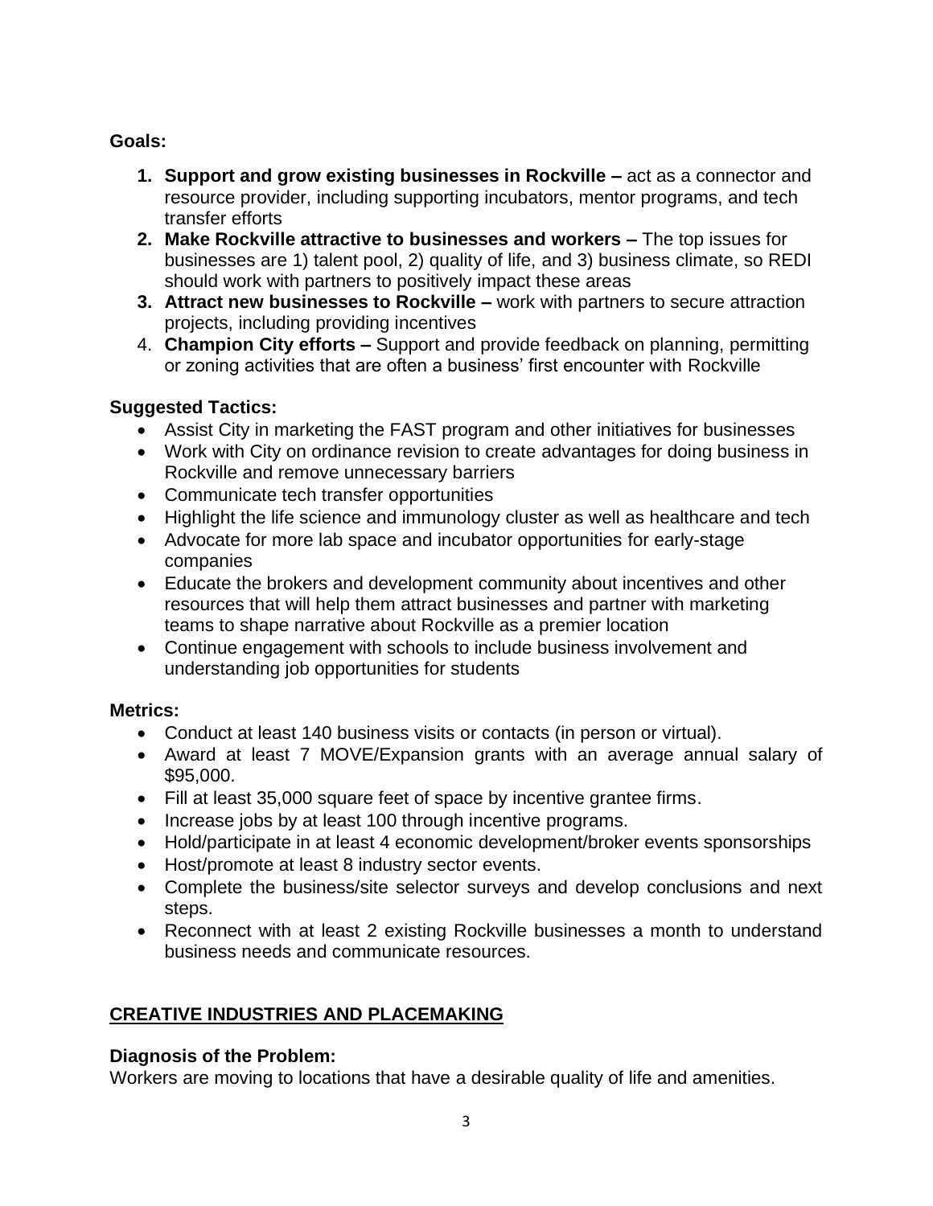**Goals:**

1. **Support and grow existing businesses in Rockville –** act as a connector and resource provider, including supporting incubators, mentor programs, and tech transfer efforts
2. **Make Rockville attractive to businesses and workers –** The top issues for businesses are 1) talent pool, 2) quality of life, and 3) business climate, so REDI should work with partners to positively impact these areas
3. **Attract new businesses to Rockville –** work with partners to secure attraction projects, including providing incentives
4. **Champion City efforts –** Support and provide feedback on planning, permitting or zoning activities that are often a business' first encounter with Rockville

**Suggested Tactics:**

- Assist City in marketing the FAST program and other initiatives for businesses
- Work with City on ordinance revision to create advantages for doing business in Rockville and remove unnecessary barriers
- Communicate tech transfer opportunities
- Highlight the life science and immunology cluster as well as healthcare and tech
- Advocate for more lab space and incubator opportunities for early-stage companies
- Educate the brokers and development community about incentives and other resources that will help them attract businesses and partner with marketing teams to shape narrative about Rockville as a premier location
- Continue engagement with schools to include business involvement and understanding job opportunities for students

**Metrics:**

- Conduct at least 140 business visits or contacts (in person or virtual).
- Award at least 7 MOVE/Expansion grants with an average annual salary of $95,000.
- Fill at least 35,000 square feet of space by incentive grantee firms.
- Increase jobs by at least 100 through incentive programs.
- Hold/participate in at least 4 economic development/broker events sponsorships
- Host/promote at least 8 industry sector events.
- Complete the business/site selector surveys and develop conclusions and next steps.
- Reconnect with at least 2 existing Rockville businesses a month to understand business needs and communicate resources.

## CREATIVE INDUSTRIES AND PLACEMAKING

**Diagnosis of the Problem:**

Workers are moving to locations that have a desirable quality of life and amenities.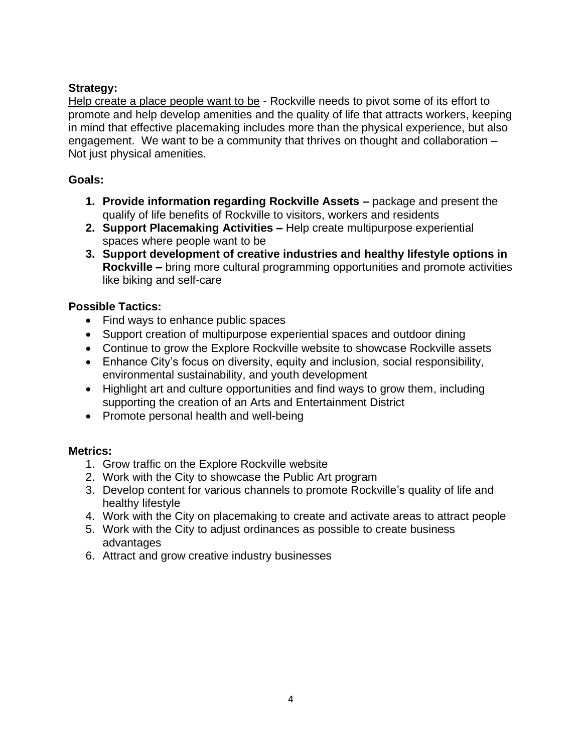**Strategy:**

<u>Help create a place people want to be</u> - Rockville needs to pivot some of its effort to promote and help develop amenities and the quality of life that attracts workers, keeping in mind that effective placemaking includes more than the physical experience, but also engagement. We want to be a community that thrives on thought and collaboration – Not just physical amenities.

**Goals:**

1. **Provide information regarding Rockville Assets –** package and present the qualify of life benefits of Rockville to visitors, workers and residents
2. **Support Placemaking Activities –** Help create multipurpose experiential spaces where people want to be
3. **Support development of creative industries and healthy lifestyle options in Rockville –** bring more cultural programming opportunities and promote activities like biking and self-care

**Possible Tactics:**

- Find ways to enhance public spaces
- Support creation of multipurpose experiential spaces and outdoor dining
- Continue to grow the Explore Rockville website to showcase Rockville assets
- Enhance City's focus on diversity, equity and inclusion, social responsibility, environmental sustainability, and youth development
- Highlight art and culture opportunities and find ways to grow them, including supporting the creation of an Arts and Entertainment District
- Promote personal health and well-being

**Metrics:**

1. Grow traffic on the Explore Rockville website
2. Work with the City to showcase the Public Art program
3. Develop content for various channels to promote Rockville's quality of life and healthy lifestyle
4. Work with the City on placemaking to create and activate areas to attract people
5. Work with the City to adjust ordinances as possible to create business advantages
6. Attract and grow creative industry businesses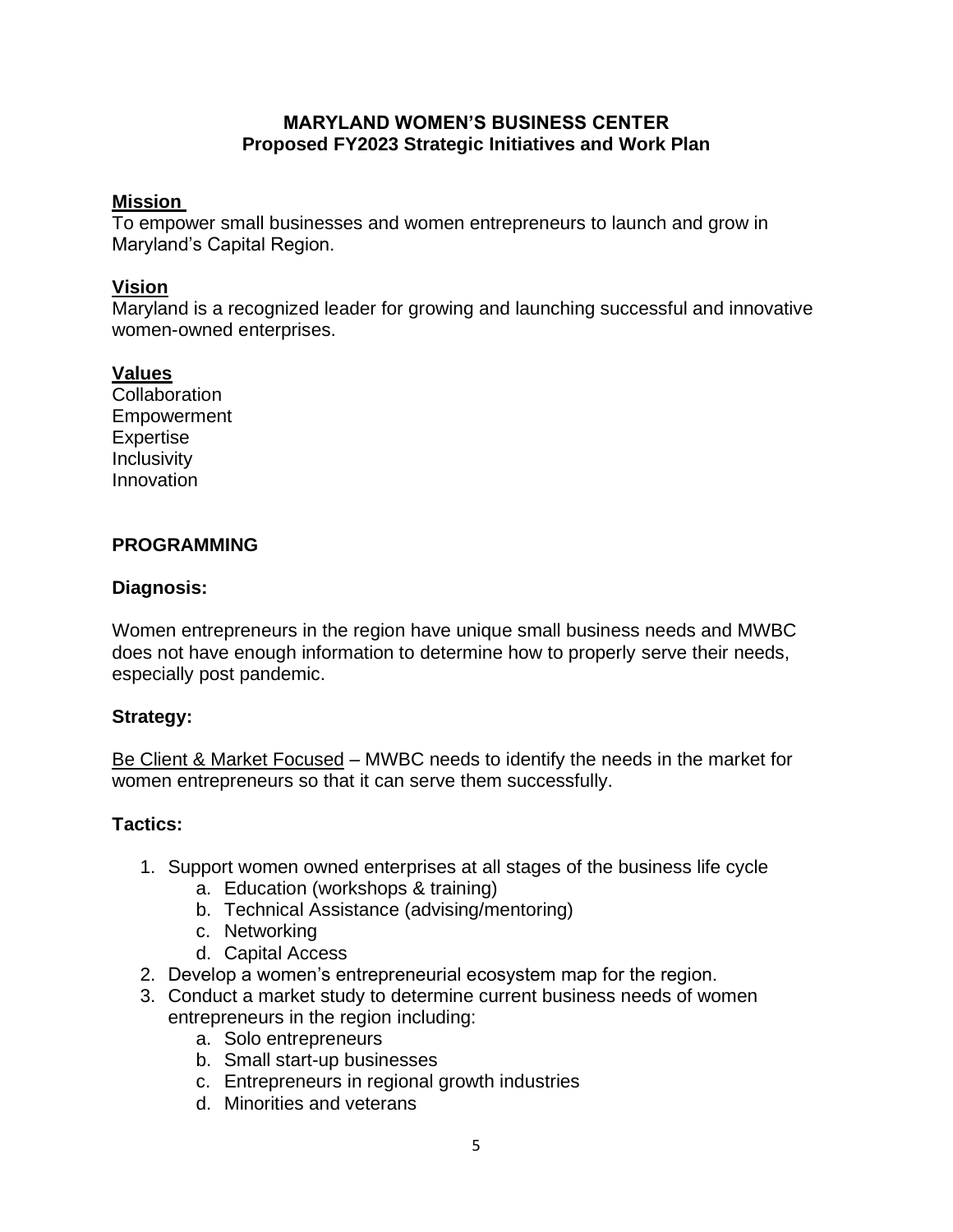# MARYLAND WOMEN'S BUSINESS CENTER
## Proposed FY2023 Strategic Initiatives and Work Plan

**Mission**

To empower small businesses and women entrepreneurs to launch and grow in Maryland's Capital Region.

**Vision**

Maryland is a recognized leader for growing and launching successful and innovative women-owned enterprises.

**Values**

Collaboration
Empowerment
Expertise
Inclusivity
Innovation

## PROGRAMMING

### Diagnosis:

Women entrepreneurs in the region have unique small business needs and MWBC does not have enough information to determine how to properly serve their needs, especially post pandemic.

### Strategy:

Be Client & Market Focused – MWBC needs to identify the needs in the market for women entrepreneurs so that it can serve them successfully.

### Tactics:

1. Support women owned enterprises at all stages of the business life cycle
   a. Education (workshops & training)
   b. Technical Assistance (advising/mentoring)
   c. Networking
   d. Capital Access
2. Develop a women's entrepreneurial ecosystem map for the region.
3. Conduct a market study to determine current business needs of women entrepreneurs in the region including:
   a. Solo entrepreneurs
   b. Small start-up businesses
   c. Entrepreneurs in regional growth industries
   d. Minorities and veterans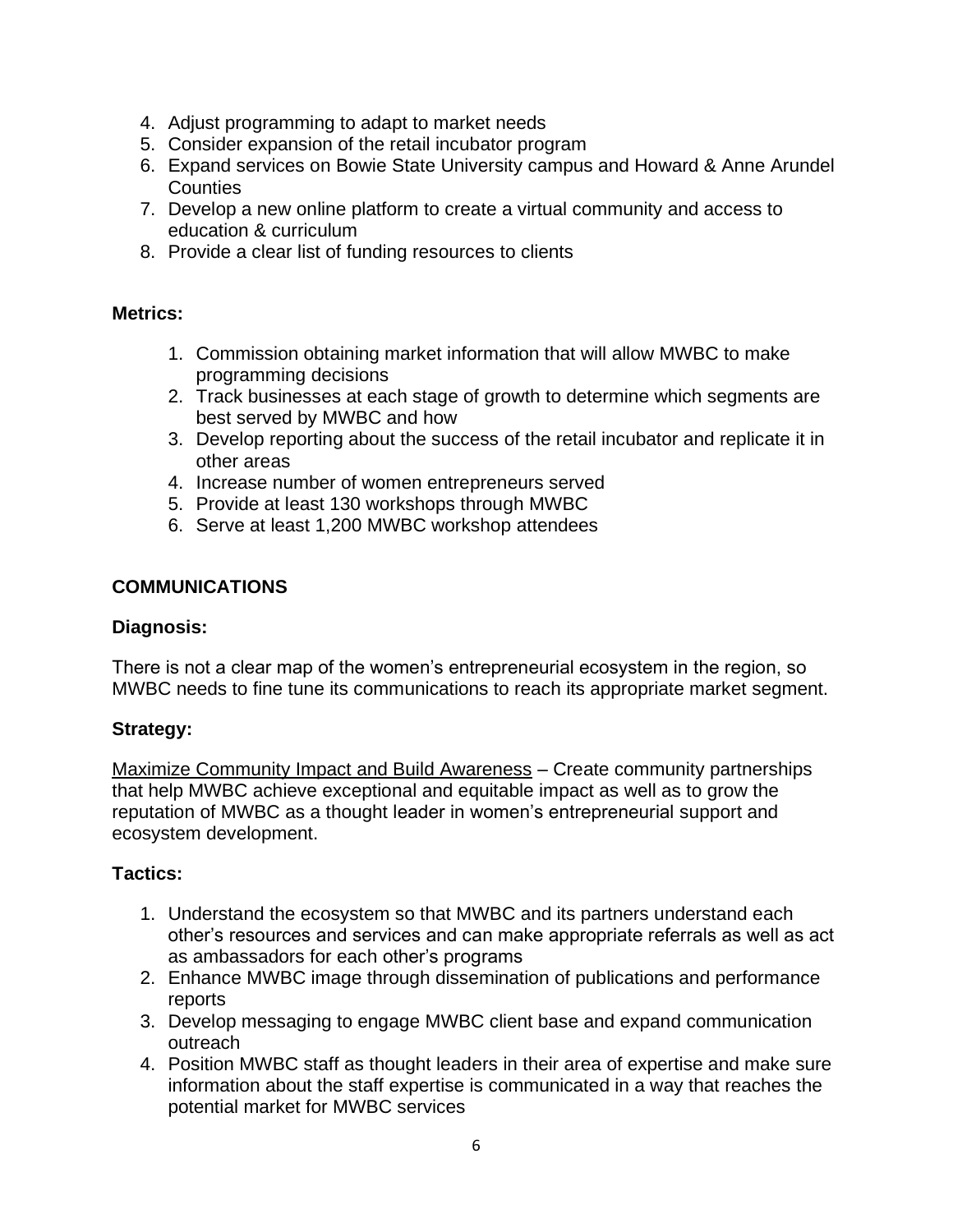4. Adjust programming to adapt to market needs
5. Consider expansion of the retail incubator program
6. Expand services on Bowie State University campus and Howard & Anne Arundel Counties
7. Develop a new online platform to create a virtual community and access to education & curriculum
8. Provide a clear list of funding resources to clients

**Metrics:**

1. Commission obtaining market information that will allow MWBC to make programming decisions
2. Track businesses at each stage of growth to determine which segments are best served by MWBC and how
3. Develop reporting about the success of the retail incubator and replicate it in other areas
4. Increase number of women entrepreneurs served
5. Provide at least 130 workshops through MWBC
6. Serve at least 1,200 MWBC workshop attendees

## COMMUNICATIONS

**Diagnosis:**

There is not a clear map of the women's entrepreneurial ecosystem in the region, so MWBC needs to fine tune its communications to reach its appropriate market segment.

**Strategy:**

<u>Maximize Community Impact and Build Awareness</u> – Create community partnerships that help MWBC achieve exceptional and equitable impact as well as to grow the reputation of MWBC as a thought leader in women's entrepreneurial support and ecosystem development.

**Tactics:**

1. Understand the ecosystem so that MWBC and its partners understand each other's resources and services and can make appropriate referrals as well as act as ambassadors for each other's programs
2. Enhance MWBC image through dissemination of publications and performance reports
3. Develop messaging to engage MWBC client base and expand communication outreach
4. Position MWBC staff as thought leaders in their area of expertise and make sure information about the staff expertise is communicated in a way that reaches the potential market for MWBC services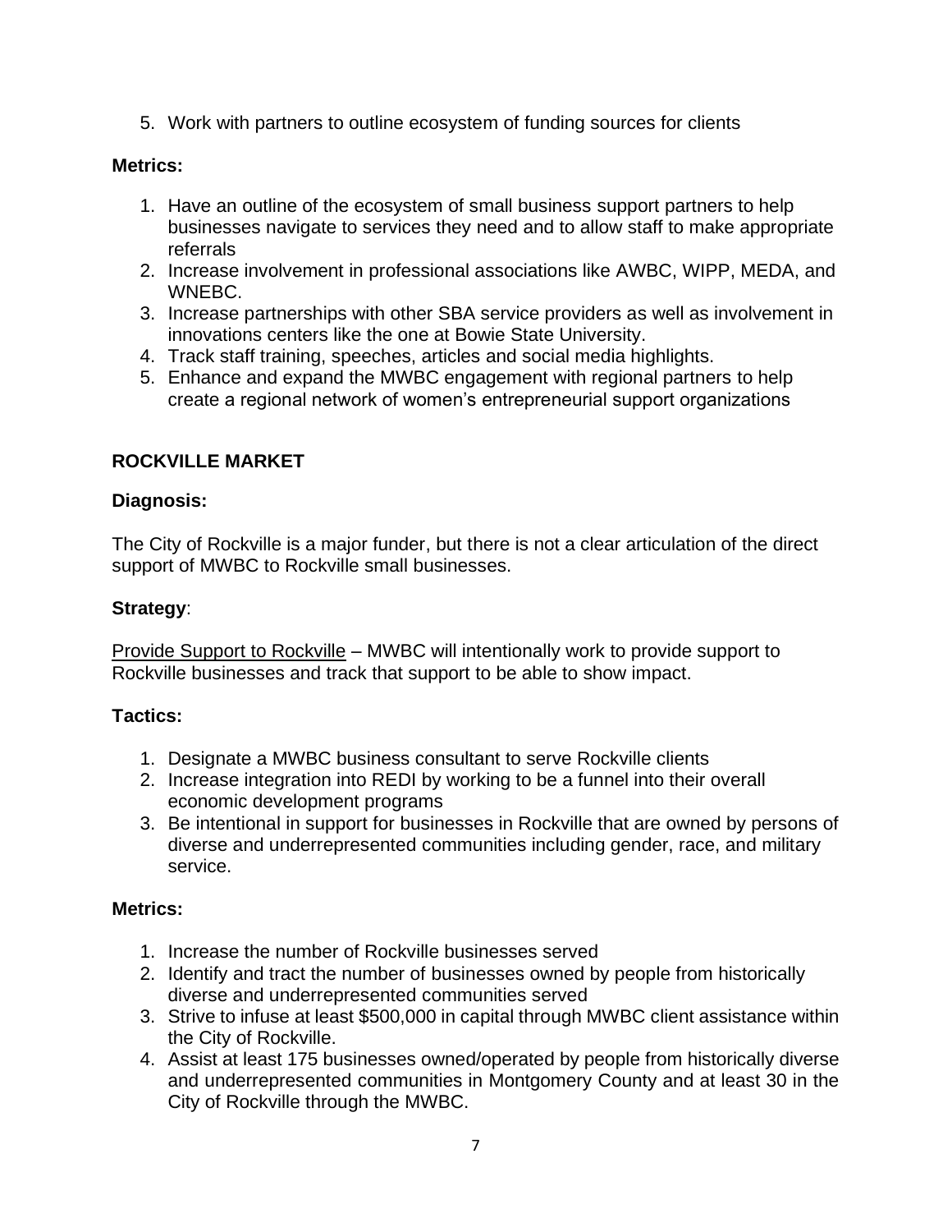5. Work with partners to outline ecosystem of funding sources for clients

**Metrics:**

1. Have an outline of the ecosystem of small business support partners to help businesses navigate to services they need and to allow staff to make appropriate referrals
2. Increase involvement in professional associations like AWBC, WIPP, MEDA, and WNEBC.
3. Increase partnerships with other SBA service providers as well as involvement in innovations centers like the one at Bowie State University.
4. Track staff training, speeches, articles and social media highlights.
5. Enhance and expand the MWBC engagement with regional partners to help create a regional network of women's entrepreneurial support organizations

## ROCKVILLE MARKET

**Diagnosis:**

The City of Rockville is a major funder, but there is not a clear articulation of the direct support of MWBC to Rockville small businesses.

**Strategy**:

Provide Support to Rockville – MWBC will intentionally work to provide support to Rockville businesses and track that support to be able to show impact.

**Tactics:**

1. Designate a MWBC business consultant to serve Rockville clients
2. Increase integration into REDI by working to be a funnel into their overall economic development programs
3. Be intentional in support for businesses in Rockville that are owned by persons of diverse and underrepresented communities including gender, race, and military service.

**Metrics:**

1. Increase the number of Rockville businesses served
2. Identify and tract the number of businesses owned by people from historically diverse and underrepresented communities served
3. Strive to infuse at least $500,000 in capital through MWBC client assistance within the City of Rockville.
4. Assist at least 175 businesses owned/operated by people from historically diverse and underrepresented communities in Montgomery County and at least 30 in the City of Rockville through the MWBC.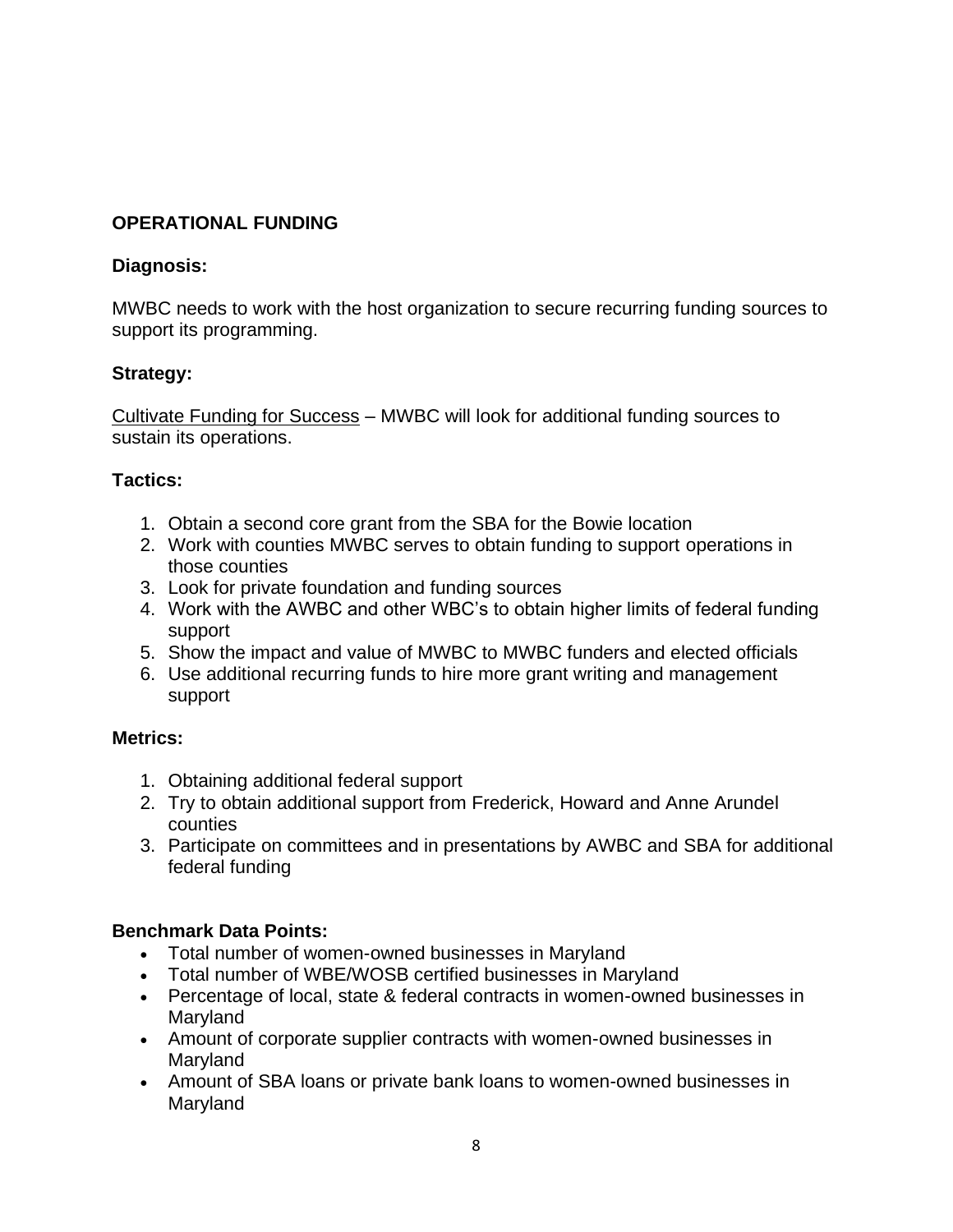## OPERATIONAL FUNDING

### Diagnosis:

MWBC needs to work with the host organization to secure recurring funding sources to support its programming.

### Strategy:

Cultivate Funding for Success – MWBC will look for additional funding sources to sustain its operations.

### Tactics:

1. Obtain a second core grant from the SBA for the Bowie location
2. Work with counties MWBC serves to obtain funding to support operations in those counties
3. Look for private foundation and funding sources
4. Work with the AWBC and other WBC's to obtain higher limits of federal funding support
5. Show the impact and value of MWBC to MWBC funders and elected officials
6. Use additional recurring funds to hire more grant writing and management support

### Metrics:

1. Obtaining additional federal support
2. Try to obtain additional support from Frederick, Howard and Anne Arundel counties
3. Participate on committees and in presentations by AWBC and SBA for additional federal funding

### Benchmark Data Points:

- Total number of women-owned businesses in Maryland
- Total number of WBE/WOSB certified businesses in Maryland
- Percentage of local, state & federal contracts in women-owned businesses in Maryland
- Amount of corporate supplier contracts with women-owned businesses in Maryland
- Amount of SBA loans or private bank loans to women-owned businesses in Maryland